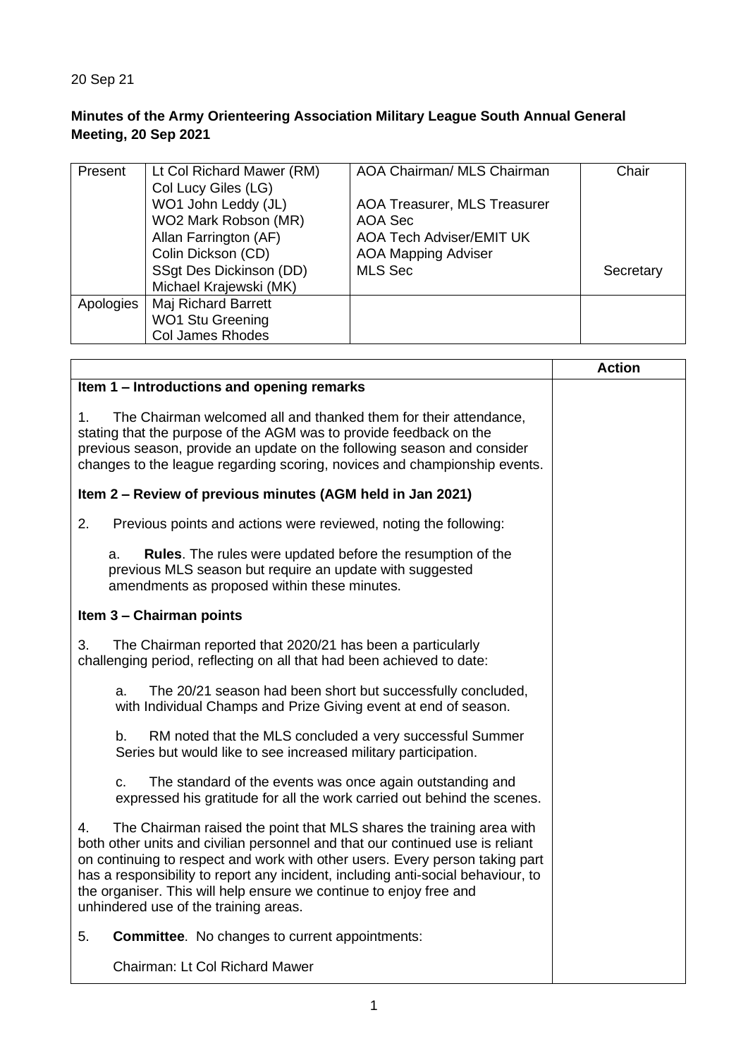20 Sep 21

**Minutes of the Army Orienteering Association Military League South Annual General Meeting, 20 Sep 2021**

| Present | Lt Col Richard Mawer (RM)<br>Col Lucy Giles (LG)<br>WO1 John Leddy (JL)<br>WO2 Mark Robson (MR)<br>Allan Farrington (AF)<br>Colin Dickson (CD)<br>SSgt Des Dickinson (DD)<br>Michael Krajewski (MK) | AOA Chairman/ MLS Chairman<br><br>AOA Treasurer, MLS Treasurer<br>AOA Sec<br>AOA Tech Adviser/EMIT UK<br>AOA Mapping Adviser<br>MLS Sec | Chair<br><br><br><br><br><br>Secretary |
|---|---|---|---|
| Apologies | Maj Richard Barrett<br>WO1 Stu Greening<br>Col James Rhodes | | |

| | Action |
|---|---|
| **Item 1 – Introductions and opening remarks** | |
| 1. The Chairman welcomed all and thanked them for their attendance, stating that the purpose of the AGM was to provide feedback on the previous season, provide an update on the following season and consider changes to the league regarding scoring, novices and championship events. | |
| **Item 2 – Review of previous minutes (AGM held in Jan 2021)** | |
| 2. Previous points and actions were reviewed, noting the following: | |
| a. **Rules**. The rules were updated before the resumption of the previous MLS season but require an update with suggested amendments as proposed within these minutes. | |
| **Item 3 – Chairman points** | |
| 3. The Chairman reported that 2020/21 has been a particularly challenging period, reflecting on all that had been achieved to date: | |
| a. The 20/21 season had been short but successfully concluded, with Individual Champs and Prize Giving event at end of season. | |
| b. RM noted that the MLS concluded a very successful Summer Series but would like to see increased military participation. | |
| c. The standard of the events was once again outstanding and expressed his gratitude for all the work carried out behind the scenes. | |
| 4. The Chairman raised the point that MLS shares the training area with both other units and civilian personnel and that our continued use is reliant on continuing to respect and work with other users. Every person taking part has a responsibility to report any incident, including anti-social behaviour, to the organiser. This will help ensure we continue to enjoy free and unhindered use of the training areas. | |
| 5. **Committee**. No changes to current appointments: | |
| Chairman: Lt Col Richard Mawer | |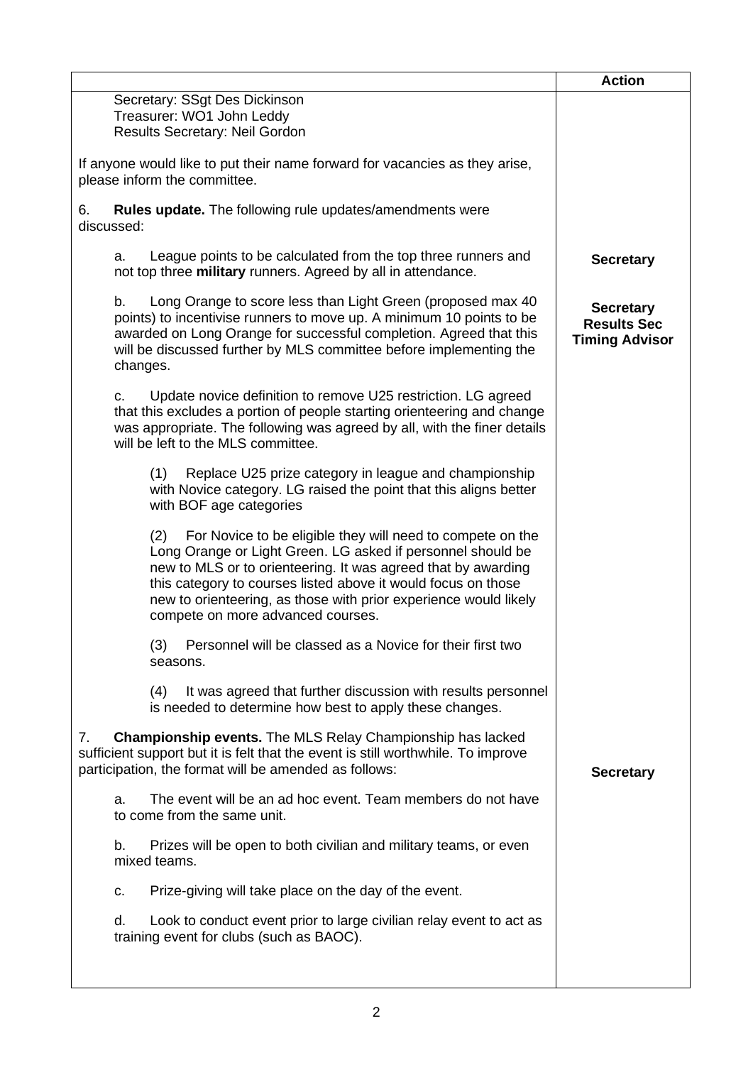| | Action |
|---|---|
| Secretary: SSgt Des Dickinson<br>Treasurer: WO1 John Leddy<br>Results Secretary: Neil Gordon | |
| If anyone would like to put their name forward for vacancies as they arise, please inform the committee. | |
| 6. **Rules update.** The following rule updates/amendments were discussed: | |
| a. League points to be calculated from the top three runners and not top three **military** runners. Agreed by all in attendance. | **Secretary** |
| b. Long Orange to score less than Light Green (proposed max 40 points) to incentivise runners to move up. A minimum 10 points to be awarded on Long Orange for successful completion. Agreed that this will be discussed further by MLS committee before implementing the changes. | **Secretary**<br>**Results Sec**<br>**Timing Advisor** |
| c. Update novice definition to remove U25 restriction. LG agreed that this excludes a portion of people starting orienteering and change was appropriate. The following was agreed by all, with the finer details will be left to the MLS committee. | |
| (1) Replace U25 prize category in league and championship with Novice category. LG raised the point that this aligns better with BOF age categories | |
| (2) For Novice to be eligible they will need to compete on the Long Orange or Light Green. LG asked if personnel should be new to MLS or to orienteering. It was agreed that by awarding this category to courses listed above it would focus on those new to orienteering, as those with prior experience would likely compete on more advanced courses. | |
| (3) Personnel will be classed as a Novice for their first two seasons. | |
| (4) It was agreed that further discussion with results personnel is needed to determine how best to apply these changes. | |
| 7. **Championship events.** The MLS Relay Championship has lacked sufficient support but it is felt that the event is still worthwhile. To improve participation, the format will be amended as follows: | **Secretary** |
| a. The event will be an ad hoc event. Team members do not have to come from the same unit. | |
| b. Prizes will be open to both civilian and military teams, or even mixed teams. | |
| c. Prize-giving will take place on the day of the event. | |
| d. Look to conduct event prior to large civilian relay event to act as training event for clubs (such as BAOC). | |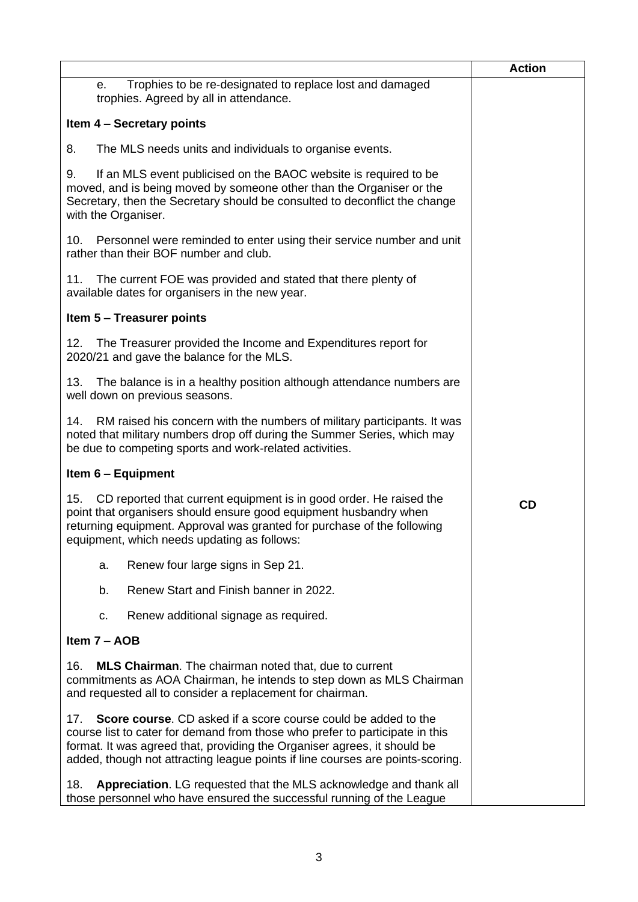| | Action |
|---|---|
| e. Trophies to be re-designated to replace lost and damaged trophies. Agreed by all in attendance. | |
| **Item 4 – Secretary points** | |
| 8. The MLS needs units and individuals to organise events. | |
| 9. If an MLS event publicised on the BAOC website is required to be moved, and is being moved by someone other than the Organiser or the Secretary, then the Secretary should be consulted to deconflict the change with the Organiser. | |
| 10. Personnel were reminded to enter using their service number and unit rather than their BOF number and club. | |
| 11. The current FOE was provided and stated that there plenty of available dates for organisers in the new year. | |
| **Item 5 – Treasurer points** | |
| 12. The Treasurer provided the Income and Expenditures report for 2020/21 and gave the balance for the MLS. | |
| 13. The balance is in a healthy position although attendance numbers are well down on previous seasons. | |
| 14. RM raised his concern with the numbers of military participants. It was noted that military numbers drop off during the Summer Series, which may be due to competing sports and work-related activities. | |
| **Item 6 – Equipment** | |
| 15. CD reported that current equipment is in good order. He raised the point that organisers should ensure good equipment husbandry when returning equipment. Approval was granted for purchase of the following equipment, which needs updating as follows: | **CD** |
| a. Renew four large signs in Sep 21. | |
| b. Renew Start and Finish banner in 2022. | |
| c. Renew additional signage as required. | |
| **Item 7 – AOB** | |
| 16. **MLS Chairman**. The chairman noted that, due to current commitments as AOA Chairman, he intends to step down as MLS Chairman and requested all to consider a replacement for chairman. | |
| 17. **Score course**. CD asked if a score course could be added to the course list to cater for demand from those who prefer to participate in this format. It was agreed that, providing the Organiser agrees, it should be added, though not attracting league points if line courses are points-scoring. | |
| 18. **Appreciation**. LG requested that the MLS acknowledge and thank all those personnel who have ensured the successful running of the League | |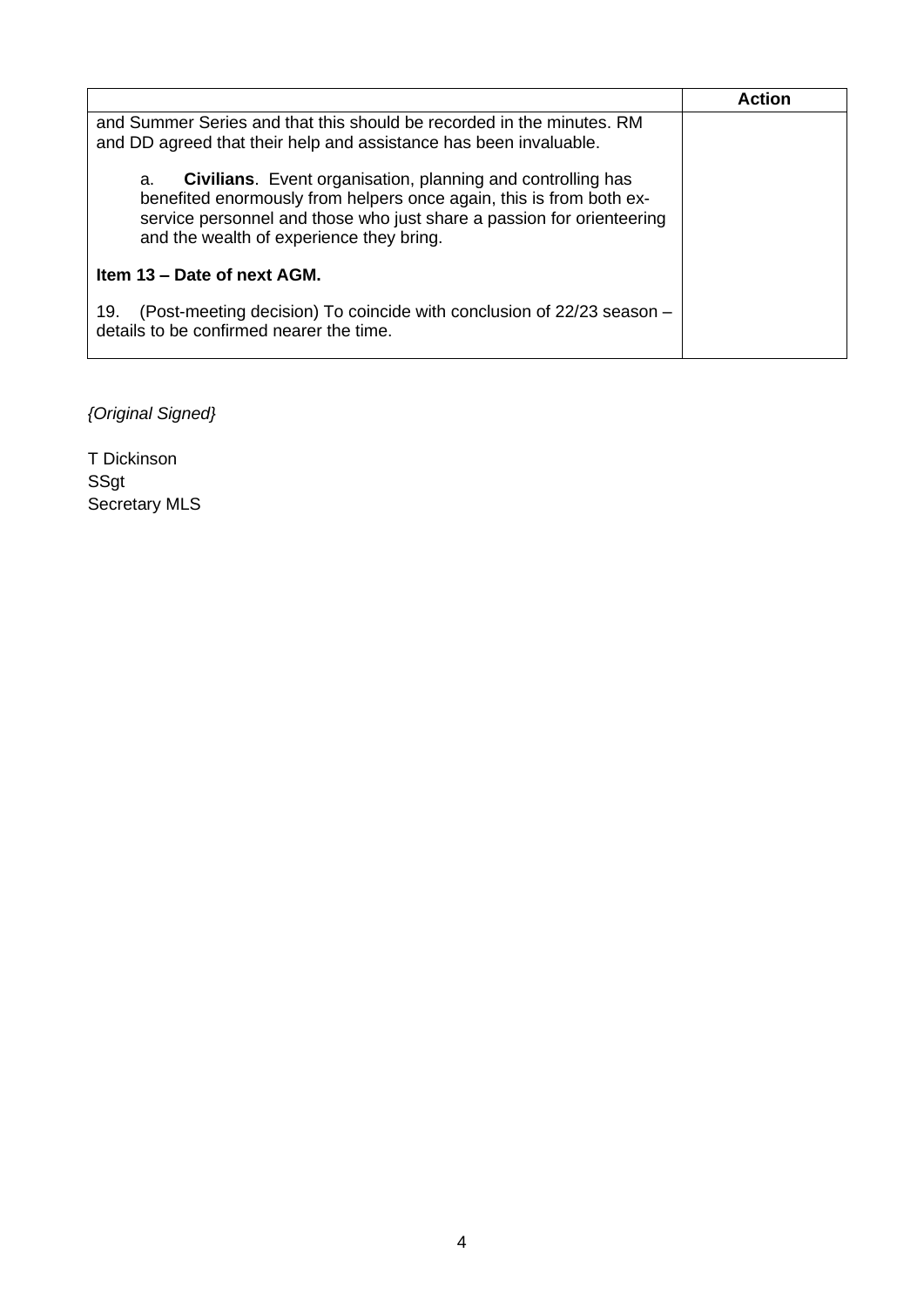| | Action |
|---|---|
| and Summer Series and that this should be recorded in the minutes. RM and DD agreed that their help and assistance has been invaluable.<br><br>a. **Civilians**. Event organisation, planning and controlling has benefited enormously from helpers once again, this is from both ex-service personnel and those who just share a passion for orienteering and the wealth of experience they bring.<br><br>**Item 13 – Date of next AGM.**<br><br>19. (Post-meeting decision) To coincide with conclusion of 22/23 season – details to be confirmed nearer the time. | |

*{Original Signed}*

T Dickinson
SSgt
Secretary MLS